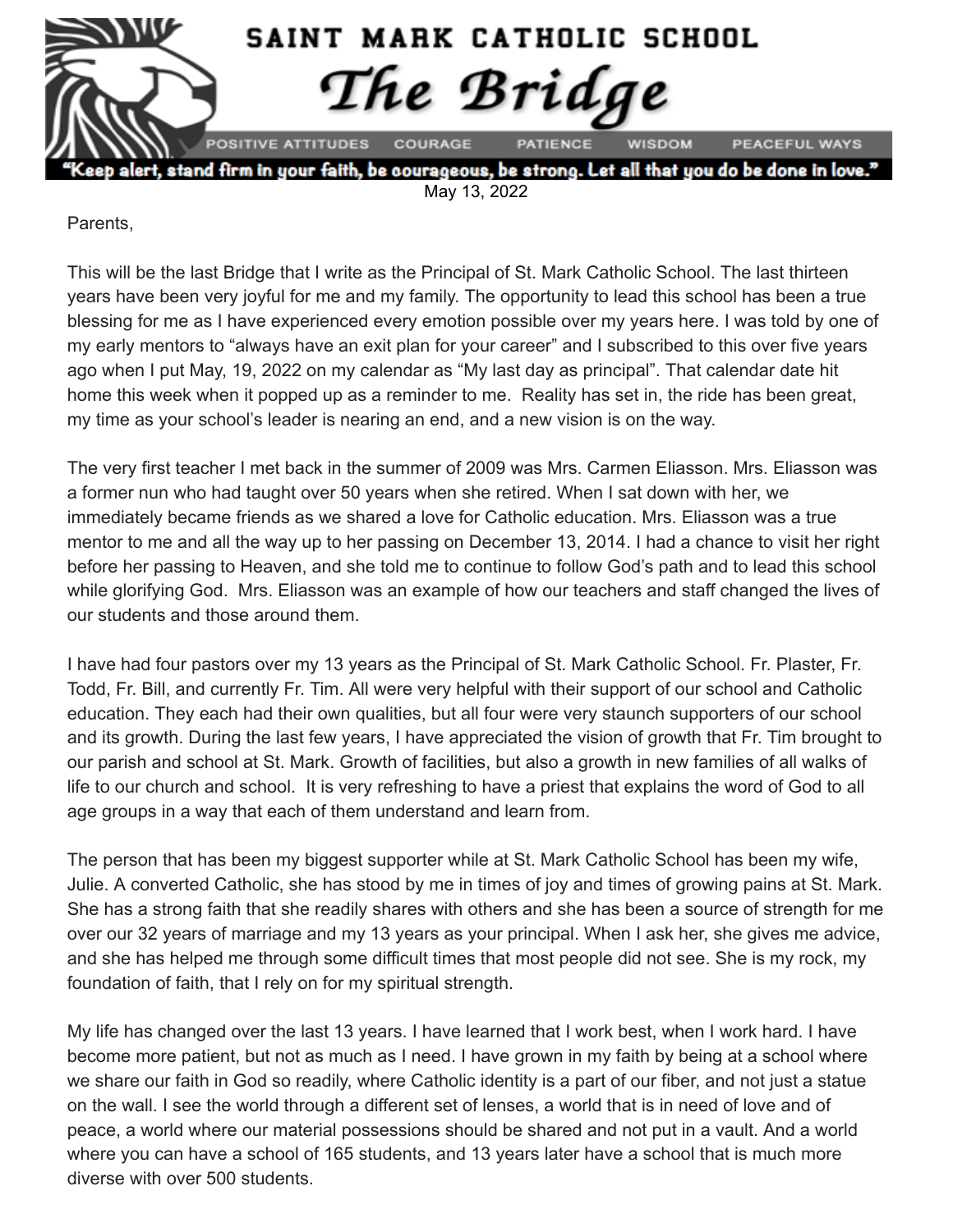# SAINT MARK CATHOLIC SCHOOL

# *The Bridge*

POSITIVE ATTITUDES COURAGE PATIENCE WISDOM PEACEFUL WAYS

**"Keep alert, stand firm in your faith, be courageous, be strong. Let all that you do be done in love."**

May 13, 2022

Parents,

This will be the last Bridge that I write as the Principal of St. Mark Catholic School. The last thirteen years have been very joyful for me and my family. The opportunity to lead this school has been a true blessing for me as I have experienced every emotion possible over my years here. I was told by one of my early mentors to "always have an exit plan for your career" and I subscribed to this over five years ago when I put May, 19, 2022 on my calendar as "My last day as principal". That calendar date hit home this week when it popped up as a reminder to me. Reality has set in, the ride has been great, my time as your school's leader is nearing an end, and a new vision is on the way.

The very first teacher I met back in the summer of 2009 was Mrs. Carmen Eliasson. Mrs. Eliasson was a former nun who had taught over 50 years when she retired. When I sat down with her, we immediately became friends as we shared a love for Catholic education. Mrs. Eliasson was a true mentor to me and all the way up to her passing on December 13, 2014. I had a chance to visit her right before her passing to Heaven, and she told me to continue to follow God's path and to lead this school while glorifying God. Mrs. Eliasson was an example of how our teachers and staff changed the lives of our students and those around them.

I have had four pastors over my 13 years as the Principal of St. Mark Catholic School. Fr. Plaster, Fr. Todd, Fr. Bill, and currently Fr. Tim. All were very helpful with their support of our school and Catholic education. They each had their own qualities, but all four were very staunch supporters of our school and its growth. During the last few years, I have appreciated the vision of growth that Fr. Tim brought to our parish and school at St. Mark. Growth of facilities, but also a growth in new families of all walks of life to our church and school. It is very refreshing to have a priest that explains the word of God to all age groups in a way that each of them understand and learn from.

The person that has been my biggest supporter while at St. Mark Catholic School has been my wife, Julie. A converted Catholic, she has stood by me in times of joy and times of growing pains at St. Mark. She has a strong faith that she readily shares with others and she has been a source of strength for me over our 32 years of marriage and my 13 years as your principal. When I ask her, she gives me advice, and she has helped me through some difficult times that most people did not see. She is my rock, my foundation of faith, that I rely on for my spiritual strength.

My life has changed over the last 13 years. I have learned that I work best, when I work hard. I have become more patient, but not as much as I need. I have grown in my faith by being at a school where we share our faith in God so readily, where Catholic identity is a part of our fiber, and not just a statue on the wall. I see the world through a different set of lenses, a world that is in need of love and of peace, a world where our material possessions should be shared and not put in a vault. And a world where you can have a school of 165 students, and 13 years later have a school that is much more diverse with over 500 students.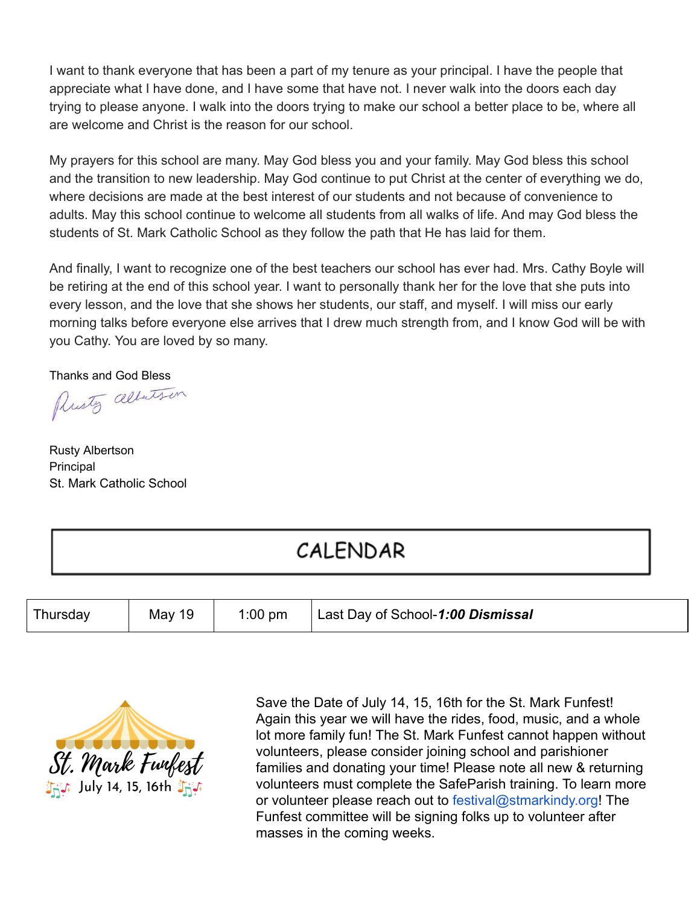I want to thank everyone that has been a part of my tenure as your principal. I have the people that appreciate what I have done, and I have some that have not. I never walk into the doors each day trying to please anyone. I walk into the doors trying to make our school a better place to be, where all are welcome and Christ is the reason for our school.

My prayers for this school are many. May God bless you and your family. May God bless this school and the transition to new leadership. May God continue to put Christ at the center of everything we do, where decisions are made at the best interest of our students and not because of convenience to adults. May this school continue to welcome all students from all walks of life. And may God bless the students of St. Mark Catholic School as they follow the path that He has laid for them.

And finally, I want to recognize one of the best teachers our school has ever had. Mrs. Cathy Boyle will be retiring at the end of this school year. I want to personally thank her for the love that she puts into every lesson, and the love that she shows her students, our staff, and myself. I will miss our early morning talks before everyone else arrives that I drew much strength from, and I know God will be with you Cathy. You are loved by so many.

Thanks and God Bless

Rusty Albertson

Rusty Albertson
Principal
St. Mark Catholic School

# CALENDAR

| Thursday | May 19 | 1:00 pm | Last Day of School-***1:00 Dismissal*** |
|---|---|---|---|

St. Mark Funfest
July 14, 15, 16th

Save the Date of July 14, 15, 16th for the St. Mark Funfest! Again this year we will have the rides, food, music, and a whole lot more family fun! The St. Mark Funfest cannot happen without volunteers, please consider joining school and parishioner families and donating your time! Please note all new & returning volunteers must complete the SafeParish training. To learn more or volunteer please reach out to festival@stmarkindy.org! The Funfest committee will be signing folks up to volunteer after masses in the coming weeks.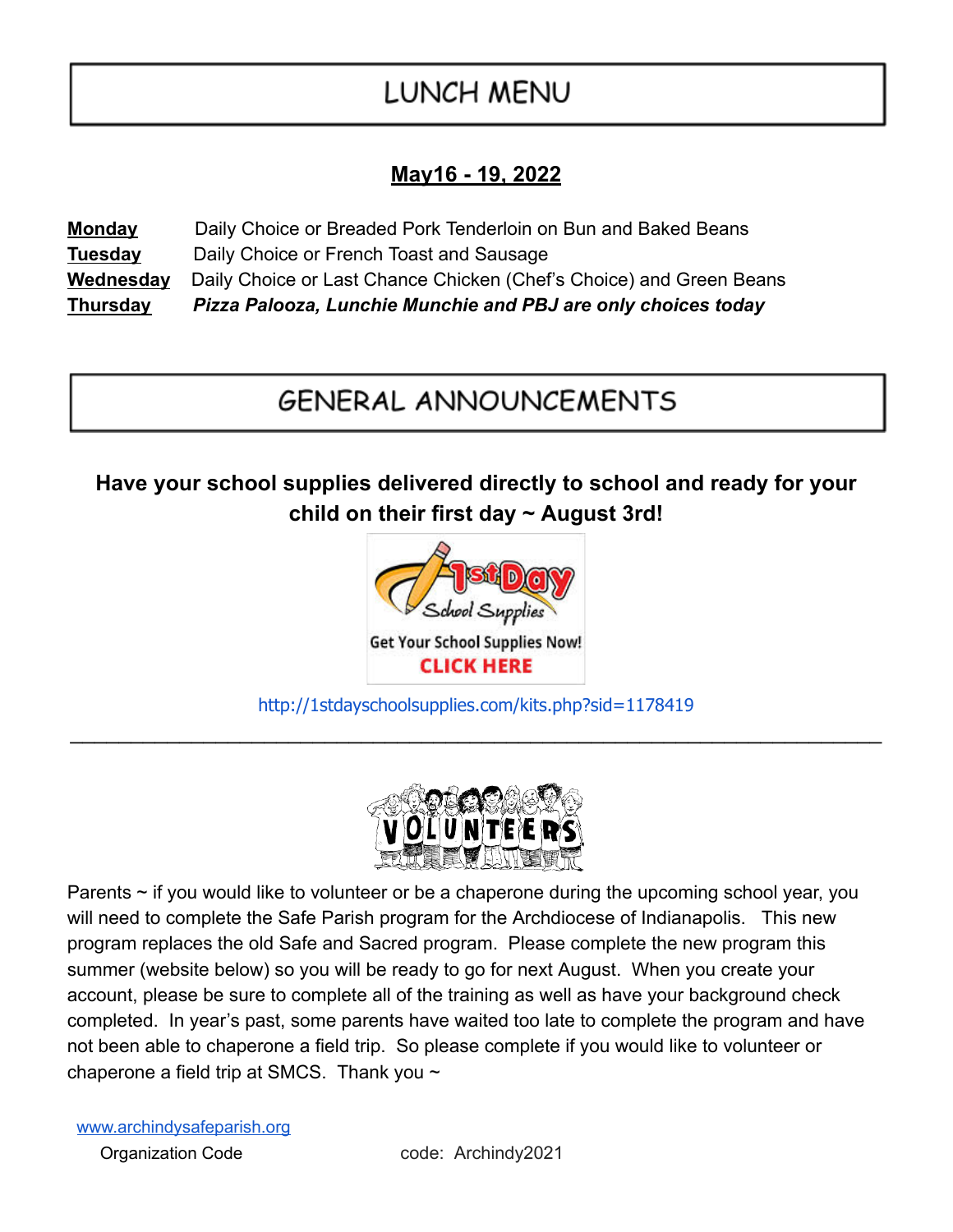# LUNCH MENU

**May16 - 19, 2022**

**Monday** Daily Choice or Breaded Pork Tenderloin on Bun and Baked Beans
**Tuesday** Daily Choice or French Toast and Sausage
**Wednesday** Daily Choice or Last Chance Chicken (Chef's Choice) and Green Beans
**Thursday** ***Pizza Palooza, Lunchie Munchie and PBJ are only choices today***

# GENERAL ANNOUNCEMENTS

**Have your school supplies delivered directly to school and ready for your child on their first day ~ August 3rd!**

1st Day School Supplies
Get Your School Supplies Now!
CLICK HERE

http://1stdayschoolsupplies.com/kits.php?sid=1178419

---

VOLUNTEERS

Parents ~ if you would like to volunteer or be a chaperone during the upcoming school year, you will need to complete the Safe Parish program for the Archdiocese of Indianapolis. This new program replaces the old Safe and Sacred program. Please complete the new program this summer (website below) so you will be ready to go for next August. When you create your account, please be sure to complete all of the training as well as have your background check completed. In year's past, some parents have waited too late to complete the program and have not been able to chaperone a field trip. So please complete if you would like to volunteer or chaperone a field trip at SMCS. Thank you ~

www.archindysafeparish.org
Organization Code code: Archindy2021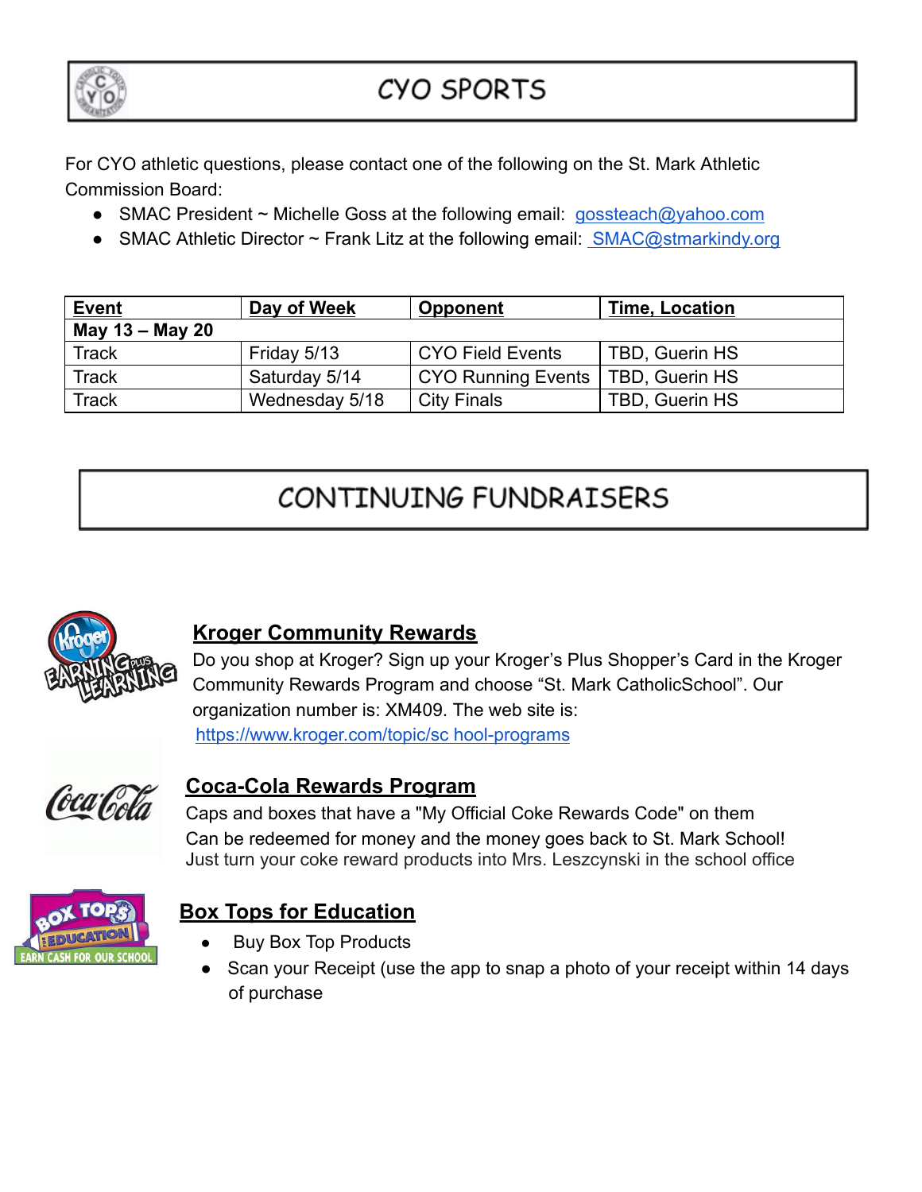# CYO SPORTS

For CYO athletic questions, please contact one of the following on the St. Mark Athletic Commission Board:

- SMAC President ~ Michelle Goss at the following email: gossteach@yahoo.com
- SMAC Athletic Director ~ Frank Litz at the following email: SMAC@stmarkindy.org

| Event | Day of Week | Opponent | Time, Location |
|---|---|---|---|
| **May 13 – May 20** | | | |
| Track | Friday 5/13 | CYO Field Events | TBD, Guerin HS |
| Track | Saturday 5/14 | CYO Running Events | TBD, Guerin HS |
| Track | Wednesday 5/18 | City Finals | TBD, Guerin HS |

# CONTINUING FUNDRAISERS

## Kroger Community Rewards

Do you shop at Kroger? Sign up your Kroger's Plus Shopper's Card in the Kroger Community Rewards Program and choose "St. Mark CatholicSchool". Our organization number is: XM409. The web site is: https://www.kroger.com/topic/sc hool-programs

## Coca-Cola Rewards Program

Caps and boxes that have a "My Official Coke Rewards Code" on them
Can be redeemed for money and the money goes back to St. Mark School!
Just turn your coke reward products into Mrs. Leszczynski in the school office

## Box Tops for Education

- Buy Box Top Products
- Scan your Receipt (use the app to snap a photo of your receipt within 14 days of purchase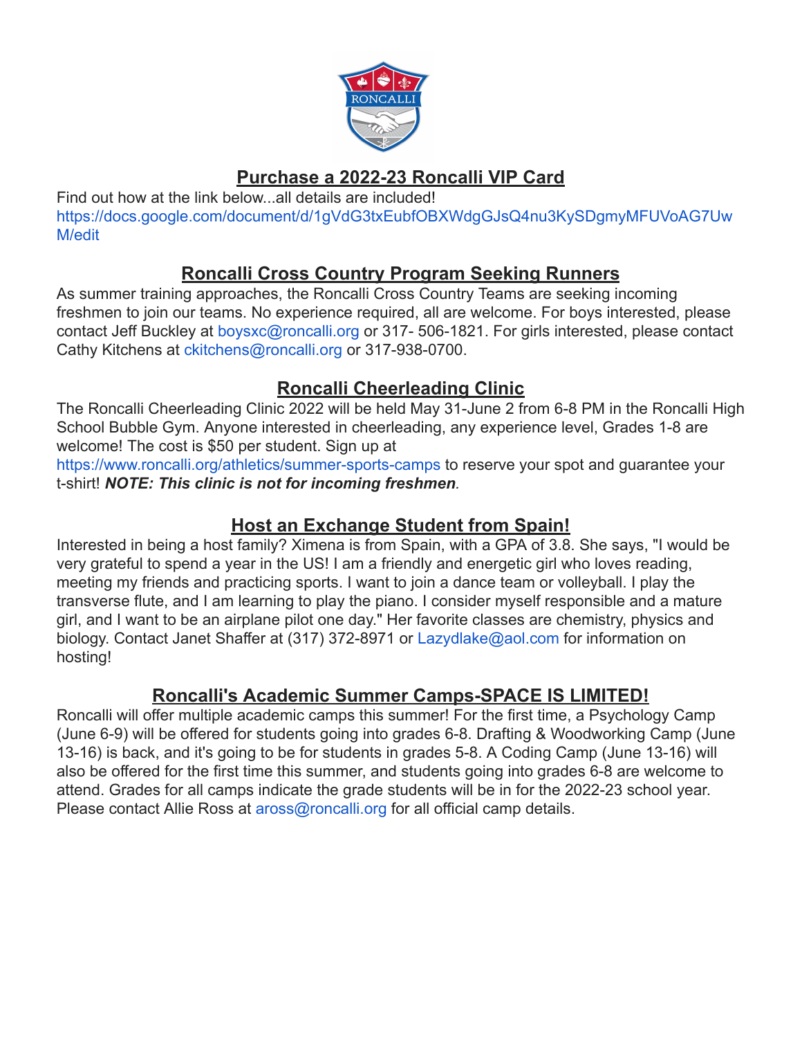## Purchase a 2022-23 Roncalli VIP Card

Find out how at the link below...all details are included!
https://docs.google.com/document/d/1gVdG3txEubfOBXWdgGJsQ4nu3KySDgmyMFUVoAG7UwM/edit

## Roncalli Cross Country Program Seeking Runners

As summer training approaches, the Roncalli Cross Country Teams are seeking incoming freshmen to join our teams. No experience required, all are welcome. For boys interested, please contact Jeff Buckley at boysxc@roncalli.org or 317- 506-1821. For girls interested, please contact Cathy Kitchens at ckitchens@roncalli.org or 317-938-0700.

## Roncalli Cheerleading Clinic

The Roncalli Cheerleading Clinic 2022 will be held May 31-June 2 from 6-8 PM in the Roncalli High School Bubble Gym. Anyone interested in cheerleading, any experience level, Grades 1-8 are welcome! The cost is $50 per student. Sign up at https://www.roncalli.org/athletics/summer-sports-camps to reserve your spot and guarantee your t-shirt! ***NOTE: This clinic is not for incoming freshmen.***

## Host an Exchange Student from Spain!

Interested in being a host family? Ximena is from Spain, with a GPA of 3.8. She says, "I would be very grateful to spend a year in the US! I am a friendly and energetic girl who loves reading, meeting my friends and practicing sports. I want to join a dance team or volleyball. I play the transverse flute, and I am learning to play the piano. I consider myself responsible and a mature girl, and I want to be an airplane pilot one day." Her favorite classes are chemistry, physics and biology. Contact Janet Shaffer at (317) 372-8971 or Lazydlake@aol.com for information on hosting!

## Roncalli's Academic Summer Camps-SPACE IS LIMITED!

Roncalli will offer multiple academic camps this summer! For the first time, a Psychology Camp (June 6-9) will be offered for students going into grades 6-8. Drafting & Woodworking Camp (June 13-16) is back, and it's going to be for students in grades 5-8. A Coding Camp (June 13-16) will also be offered for the first time this summer, and students going into grades 6-8 are welcome to attend. Grades for all camps indicate the grade students will be in for the 2022-23 school year. Please contact Allie Ross at aross@roncalli.org for all official camp details.